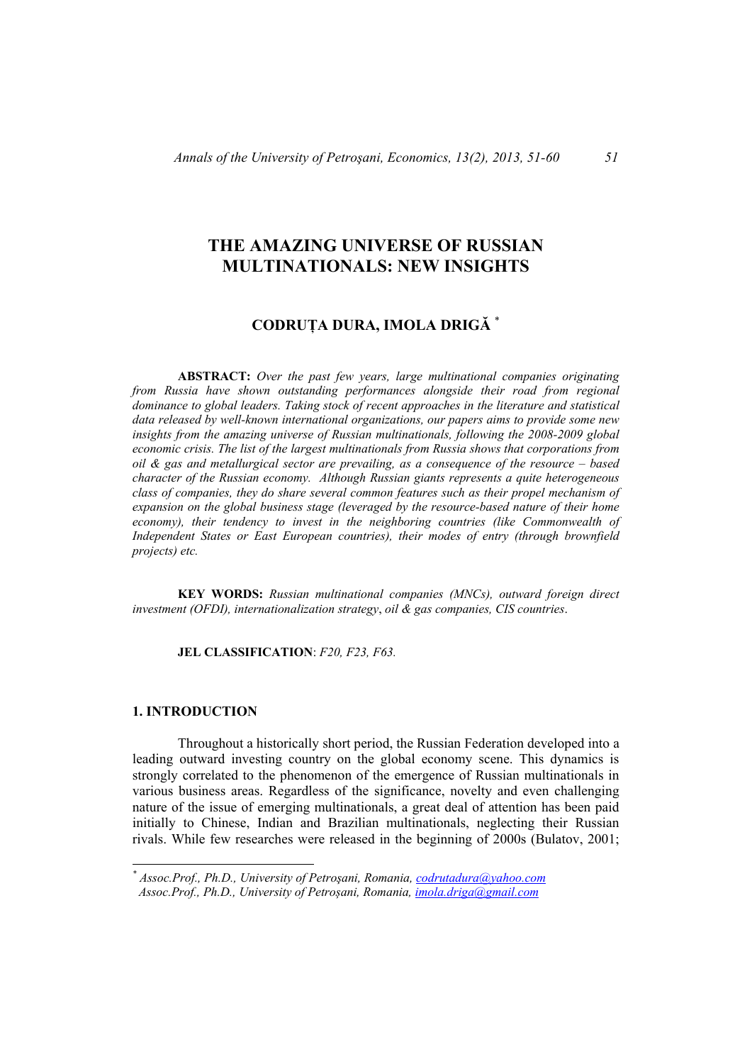# THE AMAZING UNIVERSE OF RUSSIAN MULTINATIONALS: NEW INSIGHTS

## CODRUȚA DURA, IMOLA DRIGĂ [*]

**ABSTRACT:** *Over the past few years, large multinational companies originating from Russia have shown outstanding performances alongside their road from regional dominance to global leaders. Taking stock of recent approaches in the literature and statistical data released by well-known international organizations, our papers aims to provide some new insights from the amazing universe of Russian multinationals, following the 2008-2009 global economic crisis. The list of the largest multinationals from Russia shows that corporations from oil & gas and metallurgical sector are prevailing, as a consequence of the resource – based character of the Russian economy. Although Russian giants represents a quite heterogeneous class of companies, they do share several common features such as their propel mechanism of expansion on the global business stage (leveraged by the resource-based nature of their home economy), their tendency to invest in the neighboring countries (like Commonwealth of Independent States or East European countries), their modes of entry (through brownfield projects) etc.*

**KEY WORDS:** *Russian multinational companies (MNCs), outward foreign direct investment (OFDI), internationalization strategy, oil & gas companies, CIS countries.*

**JEL CLASSIFICATION**: *F20, F23, F63.*

## 1. INTRODUCTION

Throughout a historically short period, the Russian Federation developed into a leading outward investing country on the global economy scene. This dynamics is strongly correlated to the phenomenon of the emergence of Russian multinationals in various business areas. Regardless of the significance, novelty and even challenging nature of the issue of emerging multinationals, a great deal of attention has been paid initially to Chinese, Indian and Brazilian multinationals, neglecting their Russian rivals. While few researches were released in the beginning of 2000s (Bulatov, 2001;

---

[*] *Assoc.Prof., Ph.D., University of Petroșani, Romania, codrutadura@yahoo.com*
*Assoc.Prof., Ph.D., University of Petroșani, Romania, imola.driga@gmail.com*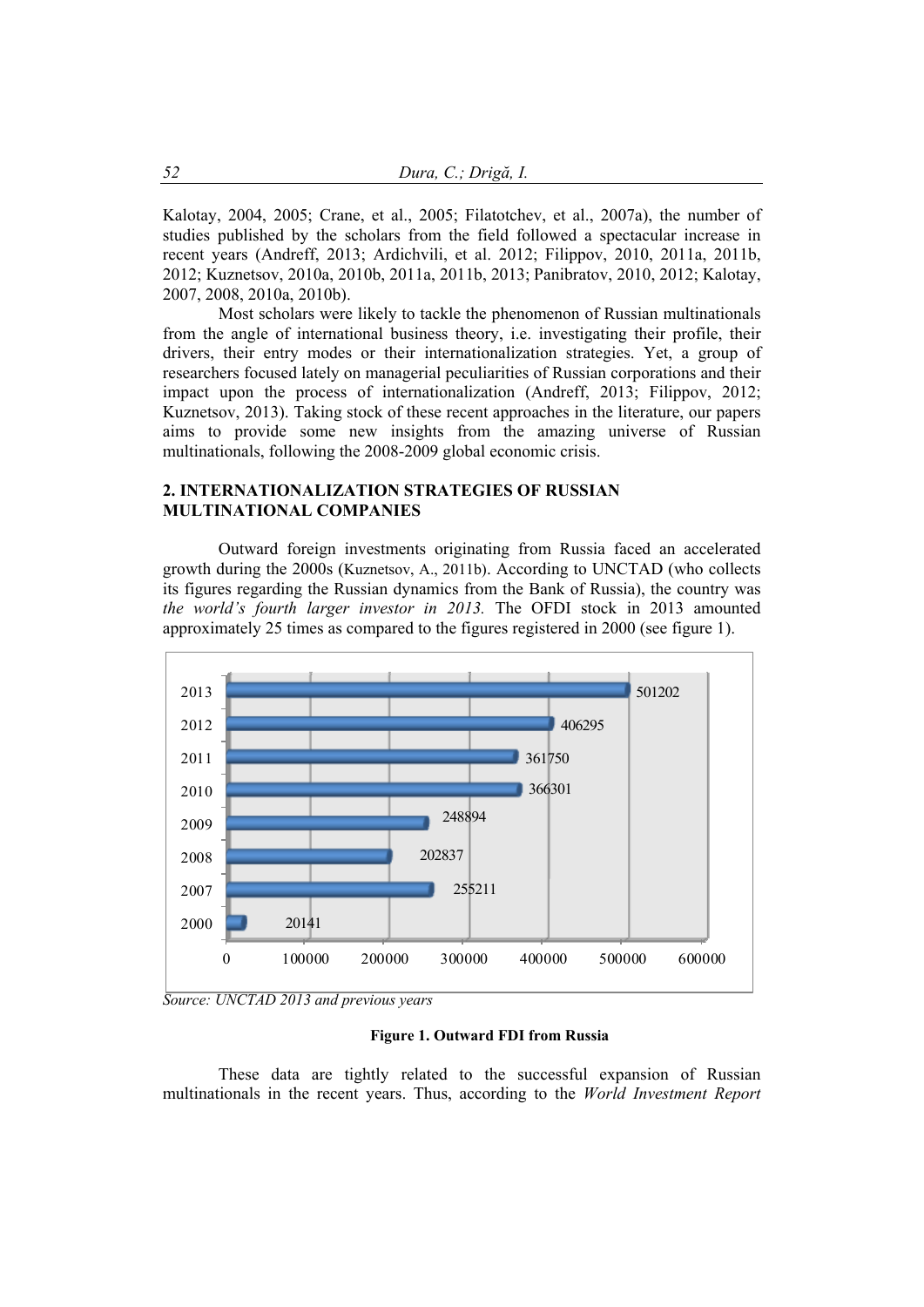Kalotay, 2004, 2005; Crane, et al., 2005; Filatotchev, et al., 2007a), the number of studies published by the scholars from the field followed a spectacular increase in recent years (Andreff, 2013; Ardichvili, et al. 2012; Filippov, 2010, 2011a, 2011b, 2012; Kuznetsov, 2010a, 2010b, 2011a, 2011b, 2013; Panibratov, 2010, 2012; Kalotay, 2007, 2008, 2010a, 2010b).

Most scholars were likely to tackle the phenomenon of Russian multinationals from the angle of international business theory, i.e. investigating their profile, their drivers, their entry modes or their internationalization strategies. Yet, a group of researchers focused lately on managerial peculiarities of Russian corporations and their impact upon the process of internationalization (Andreff, 2013; Filippov, 2012; Kuznetsov, 2013). Taking stock of these recent approaches in the literature, our papers aims to provide some new insights from the amazing universe of Russian multinationals, following the 2008-2009 global economic crisis.

## 2. INTERNATIONALIZATION STRATEGIES OF RUSSIAN MULTINATIONAL COMPANIES

Outward foreign investments originating from Russia faced an accelerated growth during the 2000s (Kuznetsov, A., 2011b). According to UNCTAD (who collects its figures regarding the Russian dynamics from the Bank of Russia), the country was *the world's fourth larger investor in 2013.* The OFDI stock in 2013 amounted approximately 25 times as compared to the figures registered in 2000 (see figure 1).

| Year | Outward FDI |
|---|---|
| 2013 | 501202 |
| 2012 | 406295 |
| 2011 | 361750 |
| 2010 | 366301 |
| 2009 | 248894 |
| 2008 | 202837 |
| 2007 | 255211 |
| 2000 | 20141 |

*Source: UNCTAD 2013 and previous years*

**Figure 1. Outward FDI from Russia**

These data are tightly related to the successful expansion of Russian multinationals in the recent years. Thus, according to the *World Investment Report*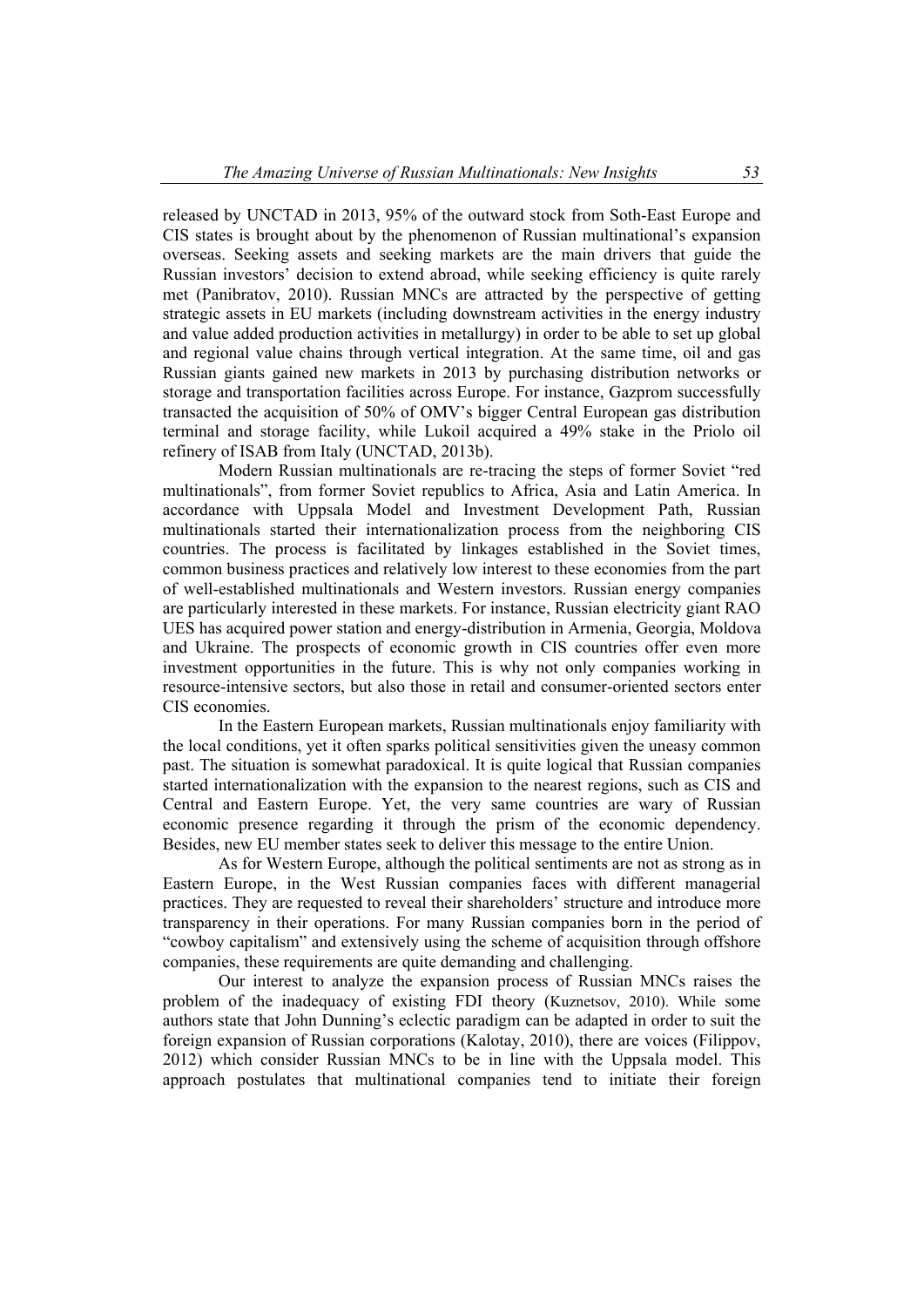released by UNCTAD in 2013, 95% of the outward stock from Soth-East Europe and CIS states is brought about by the phenomenon of Russian multinational's expansion overseas. Seeking assets and seeking markets are the main drivers that guide the Russian investors' decision to extend abroad, while seeking efficiency is quite rarely met (Panibratov, 2010). Russian MNCs are attracted by the perspective of getting strategic assets in EU markets (including downstream activities in the energy industry and value added production activities in metallurgy) in order to be able to set up global and regional value chains through vertical integration. At the same time, oil and gas Russian giants gained new markets in 2013 by purchasing distribution networks or storage and transportation facilities across Europe. For instance, Gazprom successfully transacted the acquisition of 50% of OMV's bigger Central European gas distribution terminal and storage facility, while Lukoil acquired a 49% stake in the Priolo oil refinery of ISAB from Italy (UNCTAD, 2013b).

Modern Russian multinationals are re-tracing the steps of former Soviet "red multinationals", from former Soviet republics to Africa, Asia and Latin America. In accordance with Uppsala Model and Investment Development Path, Russian multinationals started their internationalization process from the neighboring CIS countries. The process is facilitated by linkages established in the Soviet times, common business practices and relatively low interest to these economies from the part of well-established multinationals and Western investors. Russian energy companies are particularly interested in these markets. For instance, Russian electricity giant RAO UES has acquired power station and energy-distribution in Armenia, Georgia, Moldova and Ukraine. The prospects of economic growth in CIS countries offer even more investment opportunities in the future. This is why not only companies working in resource-intensive sectors, but also those in retail and consumer-oriented sectors enter CIS economies.

In the Eastern European markets, Russian multinationals enjoy familiarity with the local conditions, yet it often sparks political sensitivities given the uneasy common past. The situation is somewhat paradoxical. It is quite logical that Russian companies started internationalization with the expansion to the nearest regions, such as CIS and Central and Eastern Europe. Yet, the very same countries are wary of Russian economic presence regarding it through the prism of the economic dependency. Besides, new EU member states seek to deliver this message to the entire Union.

As for Western Europe, although the political sentiments are not as strong as in Eastern Europe, in the West Russian companies faces with different managerial practices. They are requested to reveal their shareholders' structure and introduce more transparency in their operations. For many Russian companies born in the period of "cowboy capitalism" and extensively using the scheme of acquisition through offshore companies, these requirements are quite demanding and challenging.

Our interest to analyze the expansion process of Russian MNCs raises the problem of the inadequacy of existing FDI theory (Kuznetsov, 2010). While some authors state that John Dunning's eclectic paradigm can be adapted in order to suit the foreign expansion of Russian corporations (Kalotay, 2010), there are voices (Filippov, 2012) which consider Russian MNCs to be in line with the Uppsala model. This approach postulates that multinational companies tend to initiate their foreign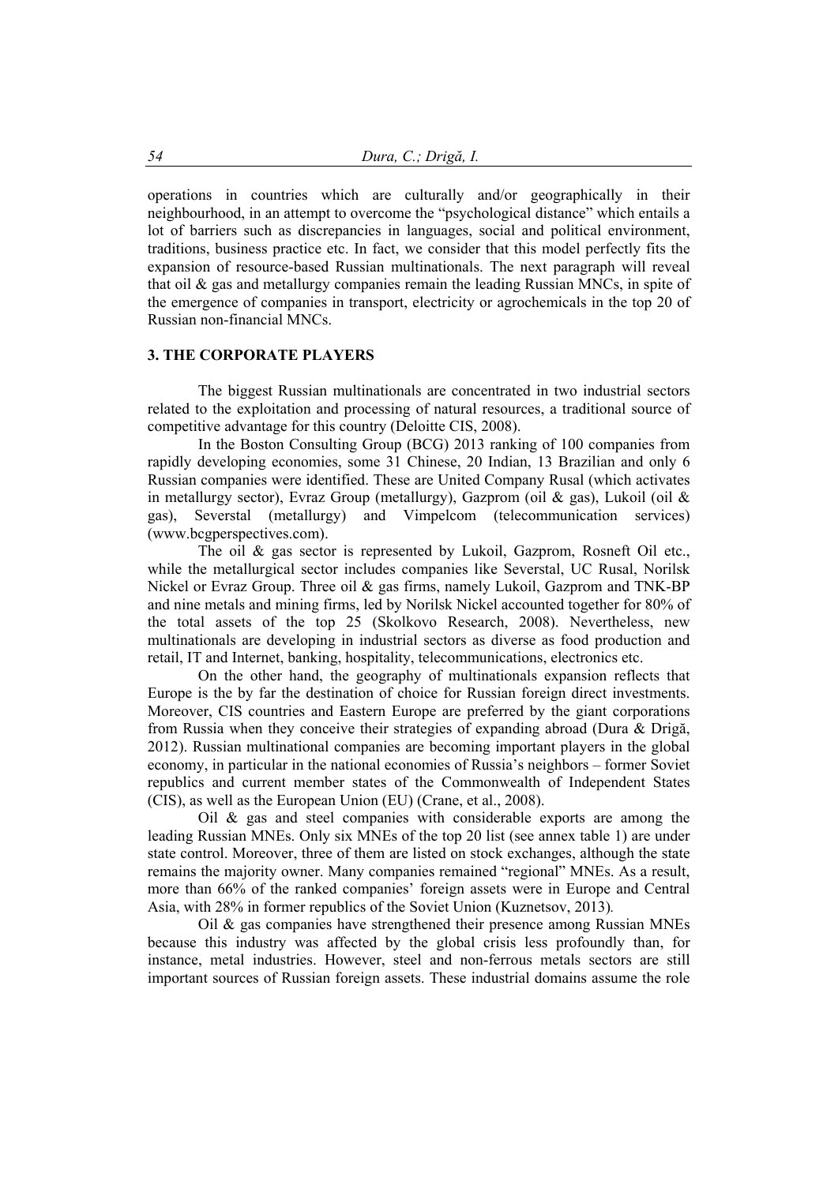operations in countries which are culturally and/or geographically in their neighbourhood, in an attempt to overcome the "psychological distance" which entails a lot of barriers such as discrepancies in languages, social and political environment, traditions, business practice etc. In fact, we consider that this model perfectly fits the expansion of resource-based Russian multinationals. The next paragraph will reveal that oil & gas and metallurgy companies remain the leading Russian MNCs, in spite of the emergence of companies in transport, electricity or agrochemicals in the top 20 of Russian non-financial MNCs.

## 3. THE CORPORATE PLAYERS

The biggest Russian multinationals are concentrated in two industrial sectors related to the exploitation and processing of natural resources, a traditional source of competitive advantage for this country (Deloitte CIS, 2008).

In the Boston Consulting Group (BCG) 2013 ranking of 100 companies from rapidly developing economies, some 31 Chinese, 20 Indian, 13 Brazilian and only 6 Russian companies were identified. These are United Company Rusal (which activates in metallurgy sector), Evraz Group (metallurgy), Gazprom (oil & gas), Lukoil (oil & gas), Severstal (metallurgy) and Vimpelcom (telecommunication services) (www.bcgperspectives.com).

The oil & gas sector is represented by Lukoil, Gazprom, Rosneft Oil etc., while the metallurgical sector includes companies like Severstal, UC Rusal, Norilsk Nickel or Evraz Group. Three oil & gas firms, namely Lukoil, Gazprom and TNK-BP and nine metals and mining firms, led by Norilsk Nickel accounted together for 80% of the total assets of the top 25 (Skolkovo Research, 2008). Nevertheless, new multinationals are developing in industrial sectors as diverse as food production and retail, IT and Internet, banking, hospitality, telecommunications, electronics etc.

On the other hand, the geography of multinationals expansion reflects that Europe is the by far the destination of choice for Russian foreign direct investments. Moreover, CIS countries and Eastern Europe are preferred by the giant corporations from Russia when they conceive their strategies of expanding abroad (Dura & Drigă, 2012). Russian multinational companies are becoming important players in the global economy, in particular in the national economies of Russia's neighbors – former Soviet republics and current member states of the Commonwealth of Independent States (CIS), as well as the European Union (EU) (Crane, et al., 2008).

Oil & gas and steel companies with considerable exports are among the leading Russian MNEs. Only six MNEs of the top 20 list (see annex table 1) are under state control. Moreover, three of them are listed on stock exchanges, although the state remains the majority owner. Many companies remained "regional" MNEs. As a result, more than 66% of the ranked companies' foreign assets were in Europe and Central Asia, with 28% in former republics of the Soviet Union (Kuznetsov, 2013).

Oil & gas companies have strengthened their presence among Russian MNEs because this industry was affected by the global crisis less profoundly than, for instance, metal industries. However, steel and non-ferrous metals sectors are still important sources of Russian foreign assets. These industrial domains assume the role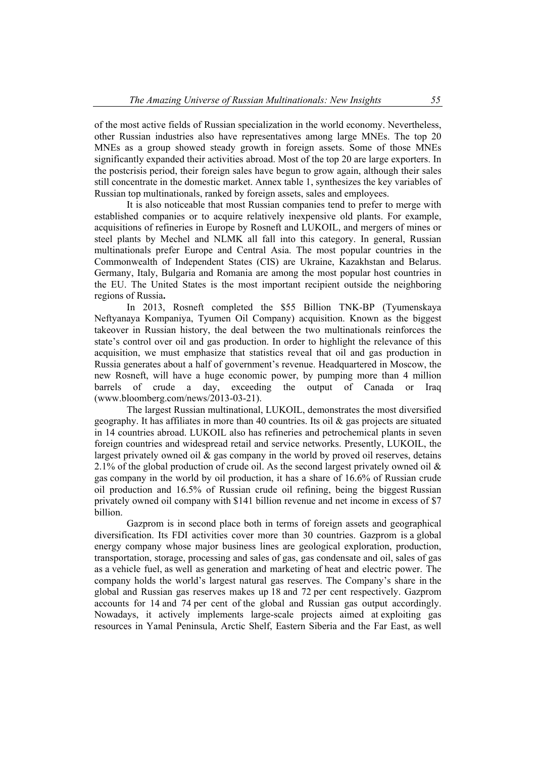of the most active fields of Russian specialization in the world economy. Nevertheless, other Russian industries also have representatives among large MNEs. The top 20 MNEs as a group showed steady growth in foreign assets. Some of those MNEs significantly expanded their activities abroad. Most of the top 20 are large exporters. In the postcrisis period, their foreign sales have begun to grow again, although their sales still concentrate in the domestic market. Annex table 1, synthesizes the key variables of Russian top multinationals, ranked by foreign assets, sales and employees.

It is also noticeable that most Russian companies tend to prefer to merge with established companies or to acquire relatively inexpensive old plants. For example, acquisitions of refineries in Europe by Rosneft and LUKOIL, and mergers of mines or steel plants by Mechel and NLMK all fall into this category. In general, Russian multinationals prefer Europe and Central Asia. The most popular countries in the Commonwealth of Independent States (CIS) are Ukraine, Kazakhstan and Belarus. Germany, Italy, Bulgaria and Romania are among the most popular host countries in the EU. The United States is the most important recipient outside the neighboring regions of Russia**.**

In 2013, Rosneft completed the $55 Billion TNK-BP (Tyumenskaya Neftyanaya Kompaniya, Tyumen Oil Company) acquisition. Known as the biggest takeover in Russian history, the deal between the two multinationals reinforces the state's control over oil and gas production. In order to highlight the relevance of this acquisition, we must emphasize that statistics reveal that oil and gas production in Russia generates about a half of government's revenue. Headquartered in Moscow, the new Rosneft, will have a huge economic power, by pumping more than 4 million barrels of crude a day, exceeding the output of Canada or Iraq (www.bloomberg.com/news/2013-03-21).

The largest Russian multinational, LUKOIL, demonstrates the most diversified geography. It has affiliates in more than 40 countries. Its oil & gas projects are situated in 14 countries abroad. LUKOIL also has refineries and petrochemical plants in seven foreign countries and widespread retail and service networks. Presently, LUKOIL, the largest privately owned oil & gas company in the world by proved oil reserves, detains 2.1% of the global production of crude oil. As the second largest privately owned oil & gas company in the world by oil production, it has a share of 16.6% of Russian crude oil production and 16.5% of Russian crude oil refining, being the biggest Russian privately owned oil company with $141 billion revenue and net income in excess of $7 billion.

Gazprom is in second place both in terms of foreign assets and geographical diversification. Its FDI activities cover more than 30 countries. Gazprom is a global energy company whose major business lines are geological exploration, production, transportation, storage, processing and sales of gas, gas condensate and oil, sales of gas as a vehicle fuel, as well as generation and marketing of heat and electric power. The company holds the world's largest natural gas reserves. The Company's share in the global and Russian gas reserves makes up 18 and 72 per cent respectively. Gazprom accounts for 14 and 74 per cent of the global and Russian gas output accordingly. Nowadays, it actively implements large-scale projects aimed at exploiting gas resources in Yamal Peninsula, Arctic Shelf, Eastern Siberia and the Far East, as well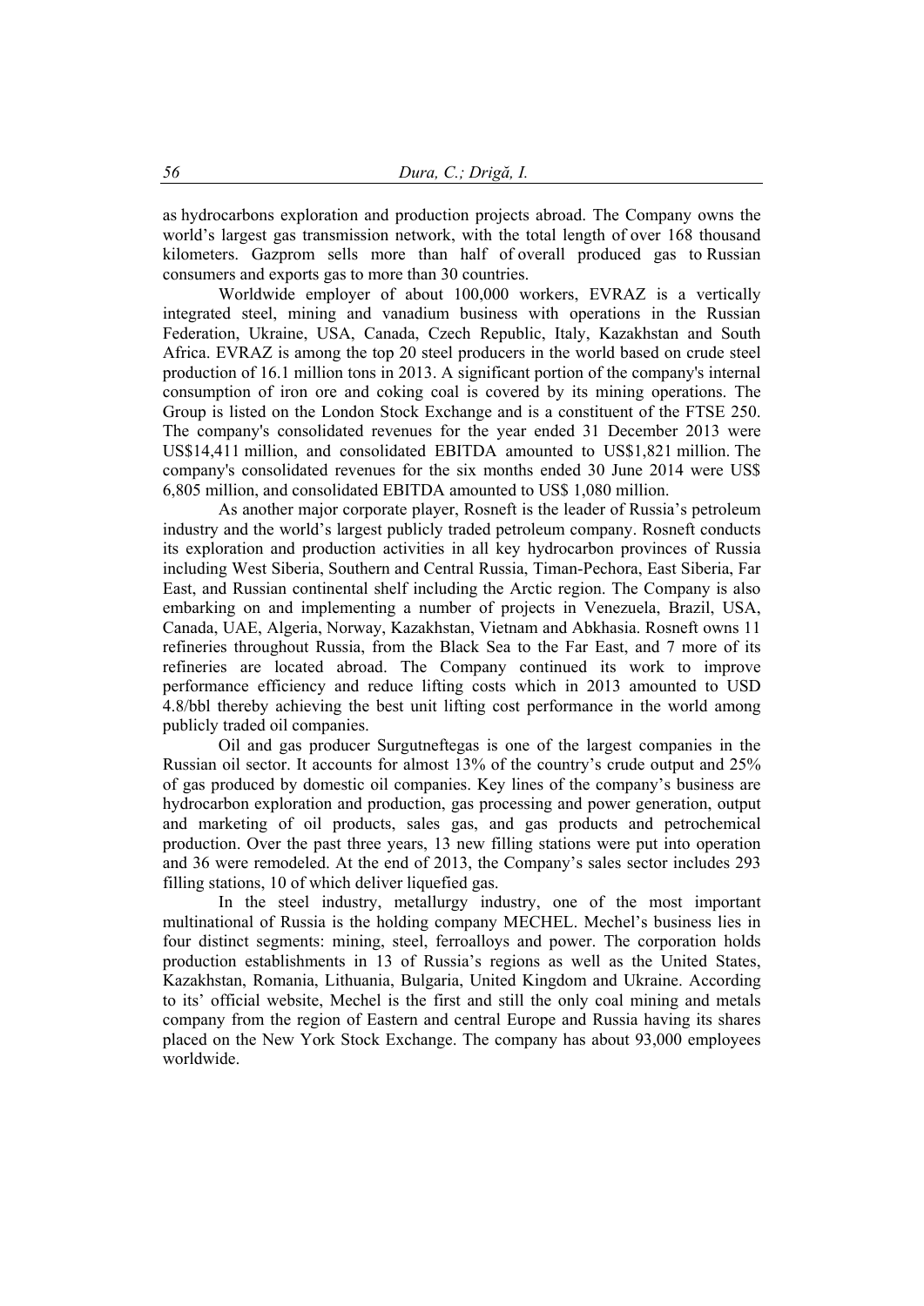as hydrocarbons exploration and production projects abroad. The Company owns the world's largest gas transmission network, with the total length of over 168 thousand kilometers. Gazprom sells more than half of overall produced gas to Russian consumers and exports gas to more than 30 countries.

Worldwide employer of about 100,000 workers, EVRAZ is a vertically integrated steel, mining and vanadium business with operations in the Russian Federation, Ukraine, USA, Canada, Czech Republic, Italy, Kazakhstan and South Africa. EVRAZ is among the top 20 steel producers in the world based on crude steel production of 16.1 million tons in 2013. A significant portion of the company's internal consumption of iron ore and coking coal is covered by its mining operations. The Group is listed on the London Stock Exchange and is a constituent of the FTSE 250. The company's consolidated revenues for the year ended 31 December 2013 were US$14,411 million, and consolidated EBITDA amounted to US$1,821 million. The company's consolidated revenues for the six months ended 30 June 2014 were US$ 6,805 million, and consolidated EBITDA amounted to US$ 1,080 million.

As another major corporate player, Rosneft is the leader of Russia's petroleum industry and the world's largest publicly traded petroleum company. Rosneft conducts its exploration and production activities in all key hydrocarbon provinces of Russia including West Siberia, Southern and Central Russia, Timan-Pechora, East Siberia, Far East, and Russian continental shelf including the Arctic region. The Company is also embarking on and implementing a number of projects in Venezuela, Brazil, USA, Canada, UAE, Algeria, Norway, Kazakhstan, Vietnam and Abkhasia. Rosneft owns 11 refineries throughout Russia, from the Black Sea to the Far East, and 7 more of its refineries are located abroad. The Company continued its work to improve performance efficiency and reduce lifting costs which in 2013 amounted to USD 4.8/bbl thereby achieving the best unit lifting cost performance in the world among publicly traded oil companies.

Oil and gas producer Surgutneftegas is one of the largest companies in the Russian oil sector. It accounts for almost 13% of the country's crude output and 25% of gas produced by domestic oil companies. Key lines of the company's business are hydrocarbon exploration and production, gas processing and power generation, output and marketing of oil products, sales gas, and gas products and petrochemical production. Over the past three years, 13 new filling stations were put into operation and 36 were remodeled. At the end of 2013, the Company's sales sector includes 293 filling stations, 10 of which deliver liquefied gas.

In the steel industry, metallurgy industry, one of the most important multinational of Russia is the holding company MECHEL. Mechel's business lies in four distinct segments: mining, steel, ferroalloys and power. The corporation holds production establishments in 13 of Russia's regions as well as the United States, Kazakhstan, Romania, Lithuania, Bulgaria, United Kingdom and Ukraine. According to its' official website, Mechel is the first and still the only coal mining and metals company from the region of Eastern and central Europe and Russia having its shares placed on the New York Stock Exchange. The company has about 93,000 employees worldwide.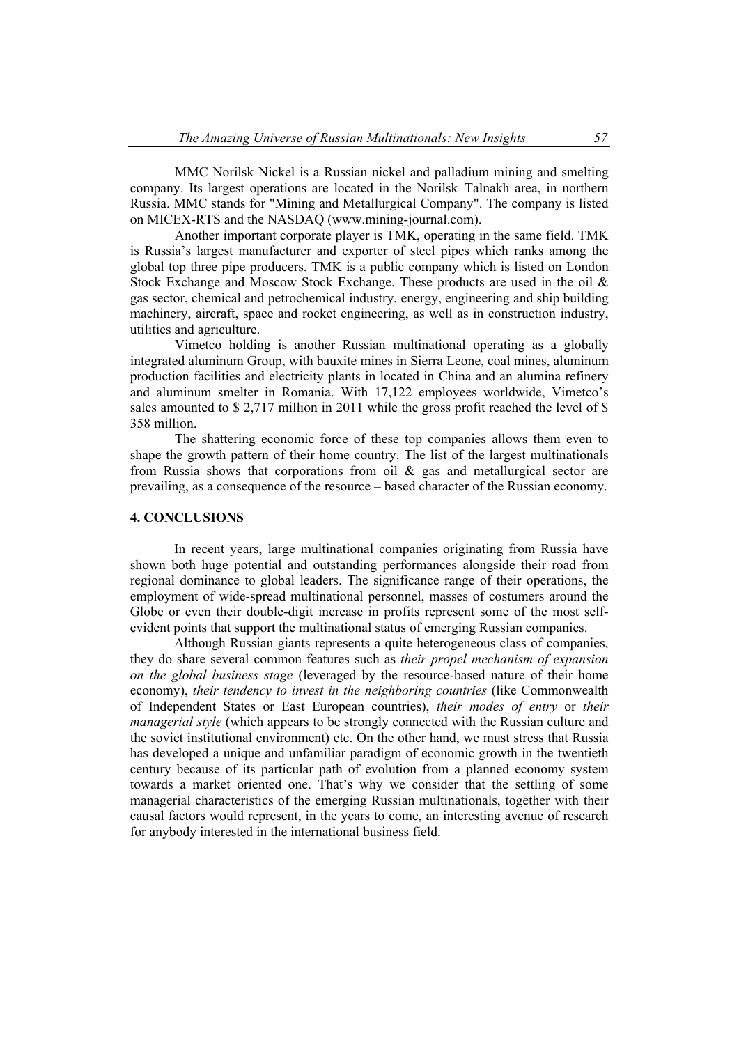MMC Norilsk Nickel is a Russian nickel and palladium mining and smelting company. Its largest operations are located in the Norilsk–Talnakh area, in northern Russia. MMC stands for "Mining and Metallurgical Company". The company is listed on MICEX-RTS and the NASDAQ (www.mining-journal.com).

Another important corporate player is TMK, operating in the same field. TMK is Russia's largest manufacturer and exporter of steel pipes which ranks among the global top three pipe producers. TMK is a public company which is listed on London Stock Exchange and Moscow Stock Exchange. These products are used in the oil & gas sector, chemical and petrochemical industry, energy, engineering and ship building machinery, aircraft, space and rocket engineering, as well as in construction industry, utilities and agriculture.

Vimetco holding is another Russian multinational operating as a globally integrated aluminum Group, with bauxite mines in Sierra Leone, coal mines, aluminum production facilities and electricity plants in located in China and an alumina refinery and aluminum smelter in Romania. With 17,122 employees worldwide, Vimetco's sales amounted to $ 2,717 million in 2011 while the gross profit reached the level of $ 358 million.

The shattering economic force of these top companies allows them even to shape the growth pattern of their home country. The list of the largest multinationals from Russia shows that corporations from oil & gas and metallurgical sector are prevailing, as a consequence of the resource – based character of the Russian economy.

## 4. CONCLUSIONS

In recent years, large multinational companies originating from Russia have shown both huge potential and outstanding performances alongside their road from regional dominance to global leaders. The significance range of their operations, the employment of wide-spread multinational personnel, masses of costumers around the Globe or even their double-digit increase in profits represent some of the most self-evident points that support the multinational status of emerging Russian companies.

Although Russian giants represents a quite heterogeneous class of companies, they do share several common features such as *their propel mechanism of expansion on the global business stage* (leveraged by the resource-based nature of their home economy), *their tendency to invest in the neighboring countries* (like Commonwealth of Independent States or East European countries), *their modes of entry* or *their managerial style* (which appears to be strongly connected with the Russian culture and the soviet institutional environment) etc. On the other hand, we must stress that Russia has developed a unique and unfamiliar paradigm of economic growth in the twentieth century because of its particular path of evolution from a planned economy system towards a market oriented one. That's why we consider that the settling of some managerial characteristics of the emerging Russian multinationals, together with their causal factors would represent, in the years to come, an interesting avenue of research for anybody interested in the international business field.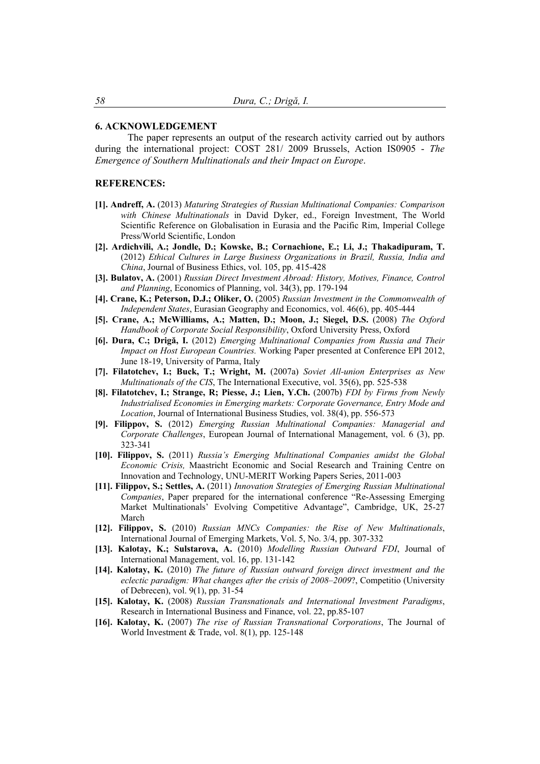## 6. ACKNOWLEDGEMENT

The paper represents an output of the research activity carried out by authors during the international project: COST 281/ 2009 Brussels, Action IS0905 - *The Emergence of Southern Multinationals and their Impact on Europe*.

## REFERENCES:

**[1]. Andreff, A.** (2013) *Maturing Strategies of Russian Multinational Companies: Comparison with Chinese Multinationals* in David Dyker, ed., Foreign Investment, The World Scientific Reference on Globalisation in Eurasia and the Pacific Rim, Imperial College Press/World Scientific, London

**[2]. Ardichvili, A.; Jondle, D.; Kowske, B.; Cornachione, E.; Li, J.; Thakadipuram, T.** (2012) *Ethical Cultures in Large Business Organizations in Brazil, Russia, India and China*, Journal of Business Ethics, vol. 105, pp. 415-428

**[3]. Bulatov, A.** (2001) *Russian Direct Investment Abroad: History, Motives, Finance, Control and Planning*, Economics of Planning, vol. 34(3), pp. 179-194

**[4]. Crane, K.; Peterson, D.J.; Oliker, O.** (2005) *Russian Investment in the Commonwealth of Independent States*, Eurasian Geography and Economics, vol. 46(6), pp. 405-444

**[5]. Crane, A.; McWilliams, A.; Matten, D.; Moon, J.; Siegel, D.S.** (2008) *The Oxford Handbook of Corporate Social Responsibility*, Oxford University Press, Oxford

**[6]. Dura, C.; Drigă, I.** (2012) *Emerging Multinational Companies from Russia and Their Impact on Host European Countries.* Working Paper presented at Conference EPI 2012, June 18-19, University of Parma, Italy

**[7]. Filatotchev, I.; Buck, T.; Wright, M.** (2007a) *Soviet All-union Enterprises as New Multinationals of the CIS*, The International Executive, vol. 35(6), pp. 525-538

**[8]. Filatotchev, I.; Strange, R; Piesse, J.; Lien, Y.Ch.** (2007b) *FDI by Firms from Newly Industrialised Economies in Emerging markets: Corporate Governance, Entry Mode and Location*, Journal of International Business Studies, vol. 38(4), pp. 556-573

**[9]. Filippov, S.** (2012) *Emerging Russian Multinational Companies: Managerial and Corporate Challenges*, European Journal of International Management, vol. 6 (3), pp. 323-341

**[10]. Filippov, S.** (2011) *Russia's Emerging Multinational Companies amidst the Global Economic Crisis,* Maastricht Economic and Social Research and Training Centre on Innovation and Technology, UNU-MERIT Working Papers Series, 2011-003

**[11]. Filippov, S.; Settles, A.** (2011) *Innovation Strategies of Emerging Russian Multinational Companies*, Paper prepared for the international conference "Re-Assessing Emerging Market Multinationals' Evolving Competitive Advantage", Cambridge, UK, 25-27 March

**[12]. Filippov, S.** (2010) *Russian MNCs Companies: the Rise of New Multinationals*, International Journal of Emerging Markets, Vol. 5, No. 3/4, pp. 307-332

**[13]. Kalotay, K.; Sulstarova, A.** (2010) *Modelling Russian Outward FDI*, Journal of International Management, vol. 16, pp. 131-142

**[14]. Kalotay, K.** (2010) *The future of Russian outward foreign direct investment and the eclectic paradigm: What changes after the crisis of 2008–2009*?, Competitio (University of Debrecen), vol. 9(1), pp. 31-54

**[15]. Kalotay, K.** (2008) *Russian Transnationals and International Investment Paradigms*, Research in International Business and Finance, vol. 22, pp.85-107

**[16]. Kalotay, K.** (2007) *The rise of Russian Transnational Corporations*, The Journal of World Investment & Trade, vol. 8(1), pp. 125-148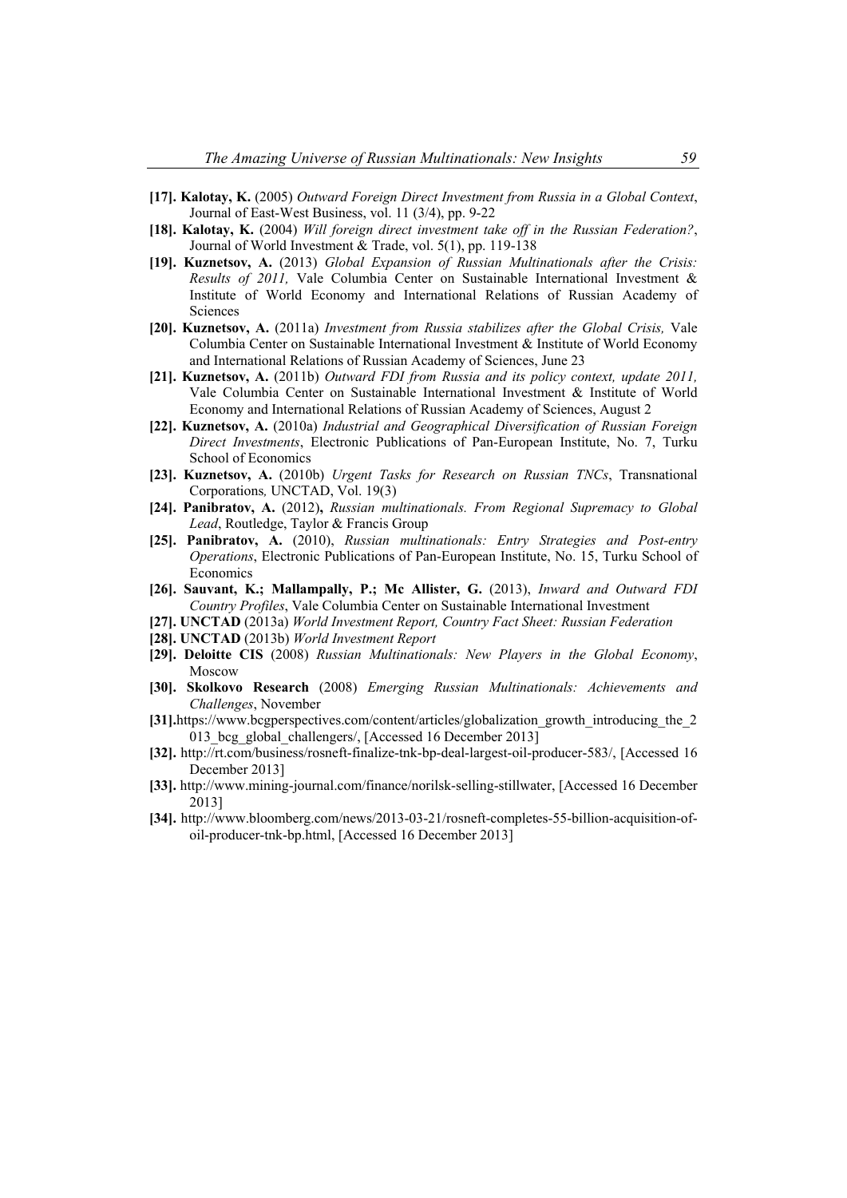**[17]. Kalotay, K.** (2005) *Outward Foreign Direct Investment from Russia in a Global Context*, Journal of East-West Business, vol. 11 (3/4), pp. 9-22

**[18]. Kalotay, K.** (2004) *Will foreign direct investment take off in the Russian Federation?*, Journal of World Investment & Trade, vol. 5(1), pp. 119-138

**[19]. Kuznetsov, A.** (2013) *Global Expansion of Russian Multinationals after the Crisis: Results of 2011,* Vale Columbia Center on Sustainable International Investment & Institute of World Economy and International Relations of Russian Academy of Sciences

**[20]. Kuznetsov, A.** (2011a) *Investment from Russia stabilizes after the Global Crisis,* Vale Columbia Center on Sustainable International Investment & Institute of World Economy and International Relations of Russian Academy of Sciences, June 23

**[21]. Kuznetsov, A.** (2011b) *Outward FDI from Russia and its policy context, update 2011,* Vale Columbia Center on Sustainable International Investment & Institute of World Economy and International Relations of Russian Academy of Sciences, August 2

**[22]. Kuznetsov, A.** (2010a) *Industrial and Geographical Diversification of Russian Foreign Direct Investments*, Electronic Publications of Pan-European Institute, No. 7, Turku School of Economics

**[23]. Kuznetsov, A.** (2010b) *Urgent Tasks for Research on Russian TNCs*, Transnational Corporations*,* UNCTAD, Vol. 19(3)

**[24]. Panibratov, A.** (2012)**,** *Russian multinationals. From Regional Supremacy to Global Lead*, Routledge, Taylor & Francis Group

**[25]. Panibratov, A.** (2010), *Russian multinationals: Entry Strategies and Post-entry Operations*, Electronic Publications of Pan-European Institute, No. 15, Turku School of Economics

**[26]. Sauvant, K.; Mallampally, P.; Mc Allister, G.** (2013), *Inward and Outward FDI Country Profiles*, Vale Columbia Center on Sustainable International Investment

**[27]. UNCTAD** (2013a) *World Investment Report, Country Fact Sheet: Russian Federation*

**[28]. UNCTAD** (2013b) *World Investment Report*

**[29]. Deloitte CIS** (2008) *Russian Multinationals: New Players in the Global Economy*, Moscow

**[30]. Skolkovo Research** (2008) *Emerging Russian Multinationals: Achievements and Challenges*, November

**[31].**https://www.bcgperspectives.com/content/articles/globalization_growth_introducing_the_2013_bcg_global_challengers/, [Accessed 16 December 2013]

**[32].** http://rt.com/business/rosneft-finalize-tnk-bp-deal-largest-oil-producer-583/, [Accessed 16 December 2013]

**[33].** http://www.mining-journal.com/finance/norilsk-selling-stillwater, [Accessed 16 December 2013]

**[34].** http://www.bloomberg.com/news/2013-03-21/rosneft-completes-55-billion-acquisition-of-oil-producer-tnk-bp.html, [Accessed 16 December 2013]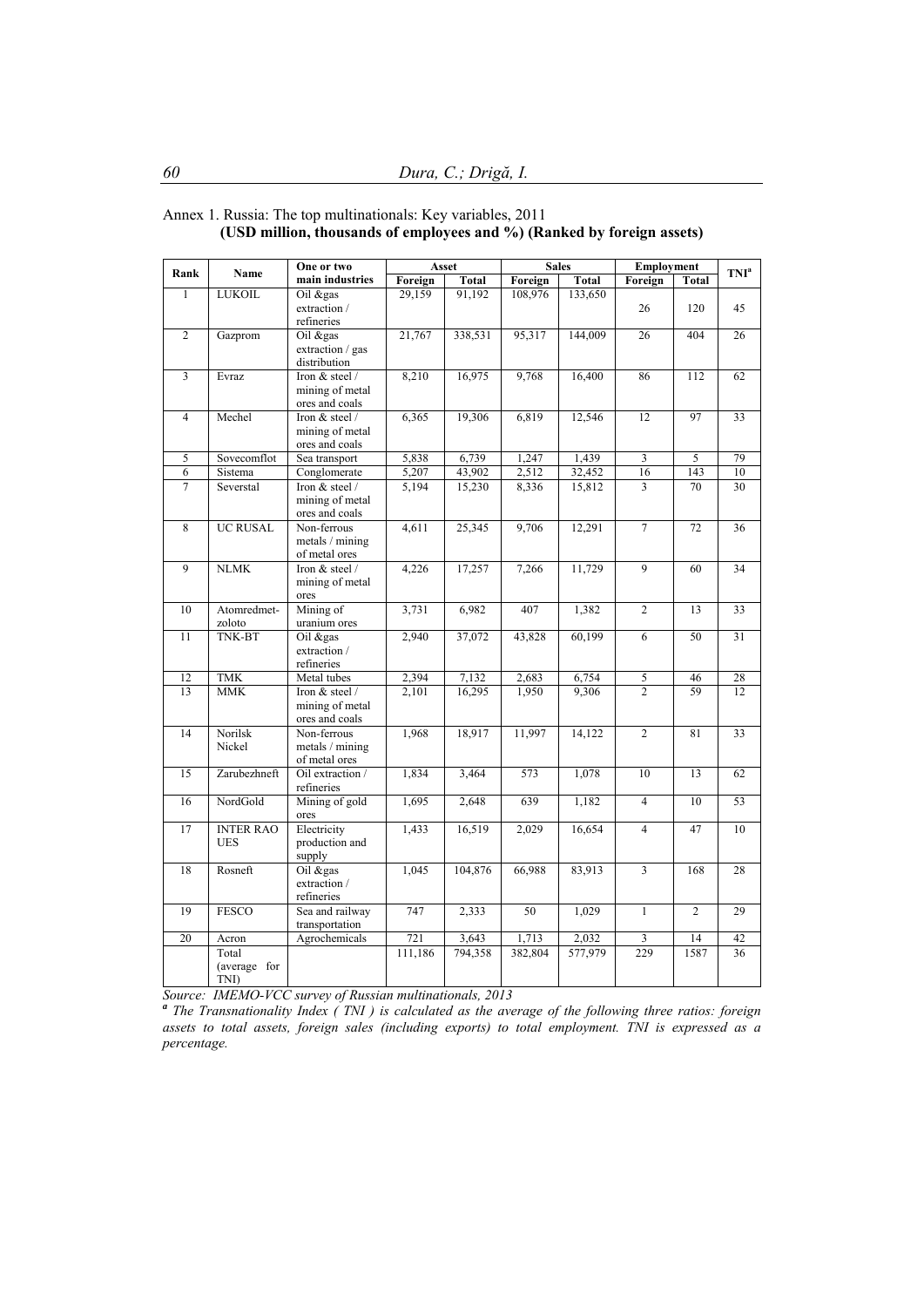Annex 1. Russia: The top multinationals: Key variables, 2011

**(USD million, thousands of employees and %) (Ranked by foreign assets)**

| Rank | Name | One or two main industries | Asset | | Sales | | Employment | | TNI[a] |
|---|---|---|---|---|---|---|---|---|---|
| | | | Foreign | Total | Foreign | Total | Foreign | Total | |
| 1 | LUKOIL | Oil &gas extraction / refineries | 29,159 | 91,192 | 108,976 | 133,650 | 26 | 120 | 45 |
| 2 | Gazprom | Oil &gas extraction / gas distribution | 21,767 | 338,531 | 95,317 | 144,009 | 26 | 404 | 26 |
| 3 | Evraz | Iron & steel / mining of metal ores and coals | 8,210 | 16,975 | 9,768 | 16,400 | 86 | 112 | 62 |
| 4 | Mechel | Iron & steel / mining of metal ores and coals | 6,365 | 19,306 | 6,819 | 12,546 | 12 | 97 | 33 |
| 5 | Sovecomflot | Sea transport | 5,838 | 6,739 | 1,247 | 1,439 | 3 | 5 | 79 |
| 6 | Sistema | Conglomerate | 5,207 | 43,902 | 2,512 | 32,452 | 16 | 143 | 10 |
| 7 | Severstal | Iron & steel / mining of metal ores and coals | 5,194 | 15,230 | 8,336 | 15,812 | 3 | 70 | 30 |
| 8 | UC RUSAL | Non-ferrous metals / mining of metal ores | 4,611 | 25,345 | 9,706 | 12,291 | 7 | 72 | 36 |
| 9 | NLMK | Iron & steel / mining of metal ores | 4,226 | 17,257 | 7,266 | 11,729 | 9 | 60 | 34 |
| 10 | Atomredmet-zoloto | Mining of uranium ores | 3,731 | 6,982 | 407 | 1,382 | 2 | 13 | 33 |
| 11 | TNK-BT | Oil &gas extraction / refineries | 2,940 | 37,072 | 43,828 | 60,199 | 6 | 50 | 31 |
| 12 | TMK | Metal tubes | 2,394 | 7,132 | 2,683 | 6,754 | 5 | 46 | 28 |
| 13 | MMK | Iron & steel / mining of metal ores and coals | 2,101 | 16,295 | 1,950 | 9,306 | 2 | 59 | 12 |
| 14 | Norilsk Nickel | Non-ferrous metals / mining of metal ores | 1,968 | 18,917 | 11,997 | 14,122 | 2 | 81 | 33 |
| 15 | Zarubezhneft | Oil extraction / refineries | 1,834 | 3,464 | 573 | 1,078 | 10 | 13 | 62 |
| 16 | NordGold | Mining of gold ores | 1,695 | 2,648 | 639 | 1,182 | 4 | 10 | 53 |
| 17 | INTER RAO UES | Electricity production and supply | 1,433 | 16,519 | 2,029 | 16,654 | 4 | 47 | 10 |
| 18 | Rosneft | Oil &gas extraction / refineries | 1,045 | 104,876 | 66,988 | 83,913 | 3 | 168 | 28 |
| 19 | FESCO | Sea and railway transportation | 747 | 2,333 | 50 | 1,029 | 1 | 2 | 29 |
| 20 | Acron | Agrochemicals | 721 | 3,643 | 1,713 | 2,032 | 3 | 14 | 42 |
| | Total (average for TNI) | | 111,186 | 794,358 | 382,804 | 577,979 | 229 | 1587 | 36 |

*Source: IMEMO-VCC survey of Russian multinationals, 2013*

*[a] The Transnationality Index ( TNI ) is calculated as the average of the following three ratios: foreign assets to total assets, foreign sales (including exports) to total employment. TNI is expressed as a percentage.*